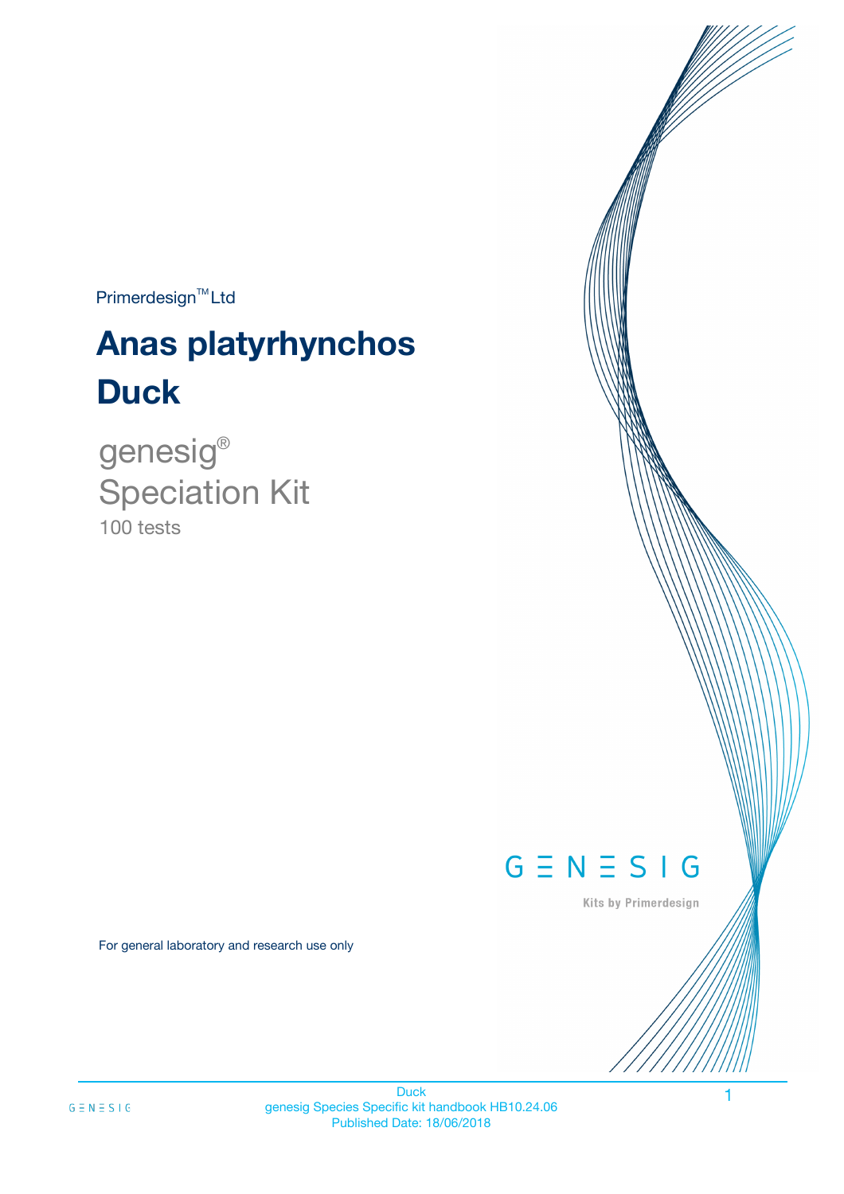Primerdesign™ Ltd

# Anas platyrhynchos
# Duck

genesig®
Speciation Kit
100 tests

GENESIG
Kits by Primerdesign

For general laboratory and research use only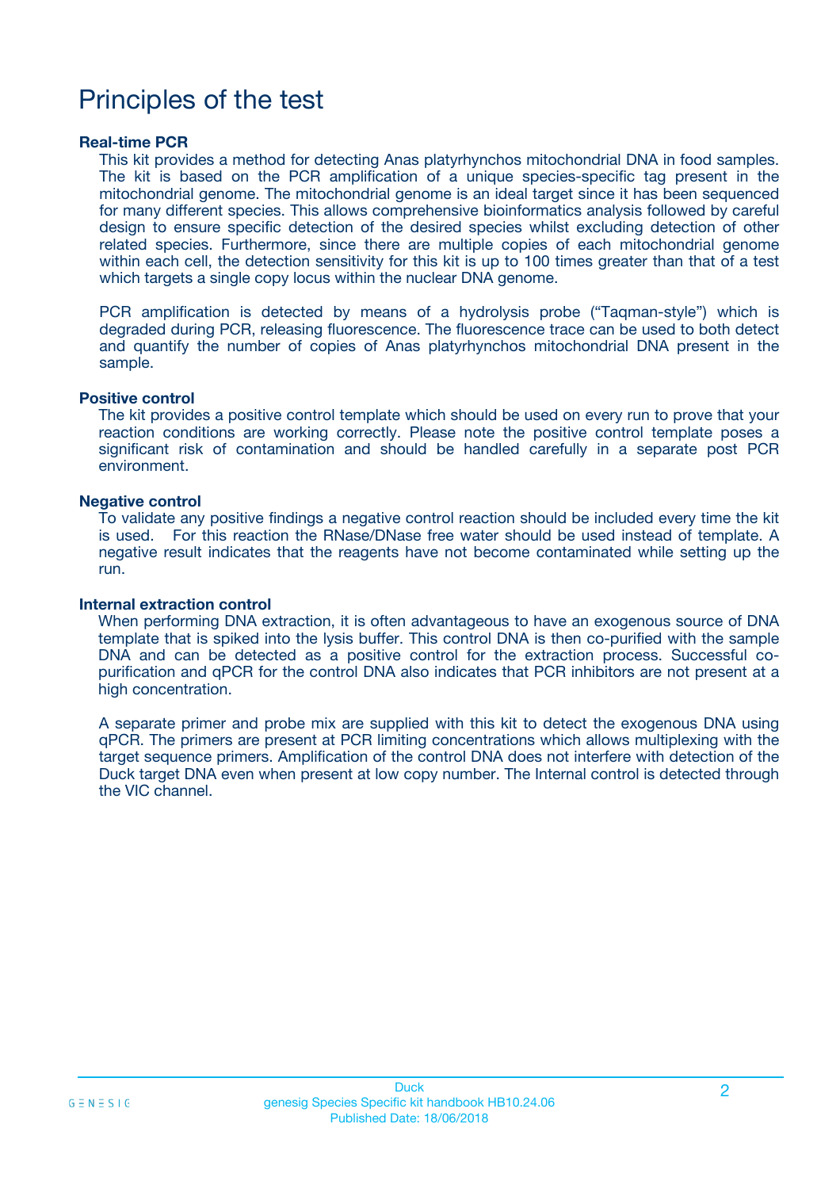# Principles of the test

### Real-time PCR

This kit provides a method for detecting Anas platyrhynchos mitochondrial DNA in food samples. The kit is based on the PCR amplification of a unique species-specific tag present in the mitochondrial genome. The mitochondrial genome is an ideal target since it has been sequenced for many different species. This allows comprehensive bioinformatics analysis followed by careful design to ensure specific detection of the desired species whilst excluding detection of other related species. Furthermore, since there are multiple copies of each mitochondrial genome within each cell, the detection sensitivity for this kit is up to 100 times greater than that of a test which targets a single copy locus within the nuclear DNA genome.

PCR amplification is detected by means of a hydrolysis probe ("Taqman-style") which is degraded during PCR, releasing fluorescence. The fluorescence trace can be used to both detect and quantify the number of copies of Anas platyrhynchos mitochondrial DNA present in the sample.

### Positive control

The kit provides a positive control template which should be used on every run to prove that your reaction conditions are working correctly. Please note the positive control template poses a significant risk of contamination and should be handled carefully in a separate post PCR environment.

### Negative control

To validate any positive findings a negative control reaction should be included every time the kit is used. For this reaction the RNase/DNase free water should be used instead of template. A negative result indicates that the reagents have not become contaminated while setting up the run.

### Internal extraction control

When performing DNA extraction, it is often advantageous to have an exogenous source of DNA template that is spiked into the lysis buffer. This control DNA is then co-purified with the sample DNA and can be detected as a positive control for the extraction process. Successful co-purification and qPCR for the control DNA also indicates that PCR inhibitors are not present at a high concentration.

A separate primer and probe mix are supplied with this kit to detect the exogenous DNA using qPCR. The primers are present at PCR limiting concentrations which allows multiplexing with the target sequence primers. Amplification of the control DNA does not interfere with detection of the Duck target DNA even when present at low copy number. The Internal control is detected through the VIC channel.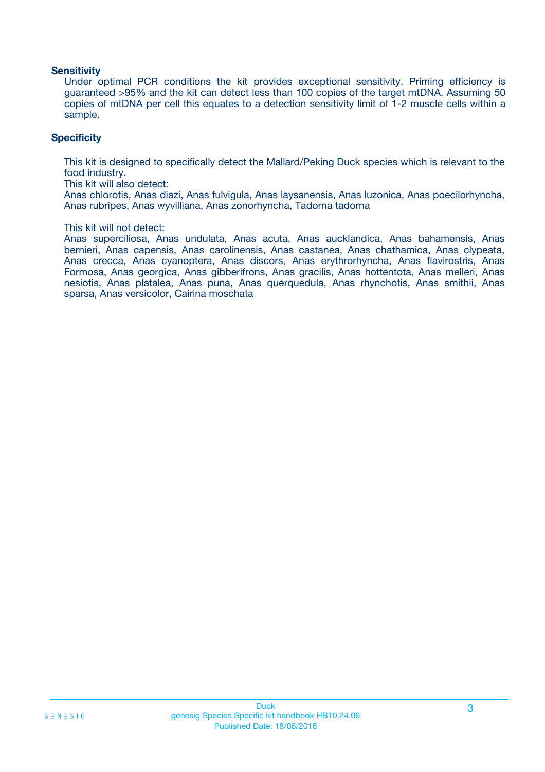### Sensitivity

Under optimal PCR conditions the kit provides exceptional sensitivity. Priming efficiency is guaranteed >95% and the kit can detect less than 100 copies of the target mtDNA. Assuming 50 copies of mtDNA per cell this equates to a detection sensitivity limit of 1-2 muscle cells within a sample.

### Specificity

This kit is designed to specifically detect the Mallard/Peking Duck species which is relevant to the food industry.

This kit will also detect:

Anas chlorotis, Anas diazi, Anas fulvigula, Anas laysanensis, Anas luzonica, Anas poecilorhyncha, Anas rubripes, Anas wyvilliana, Anas zonorhyncha, Tadorna tadorna

This kit will not detect:

Anas superciliosa, Anas undulata, Anas acuta, Anas aucklandica, Anas bahamensis, Anas bernieri, Anas capensis, Anas carolinensis, Anas castanea, Anas chathamica, Anas clypeata, Anas crecca, Anas cyanoptera, Anas discors, Anas erythrorhyncha, Anas flavirostris, Anas Formosa, Anas georgica, Anas gibberifrons, Anas gracilis, Anas hottentota, Anas melleri, Anas nesiotis, Anas platalea, Anas puna, Anas querquedula, Anas rhynchotis, Anas smithii, Anas sparsa, Anas versicolor, Cairina moschata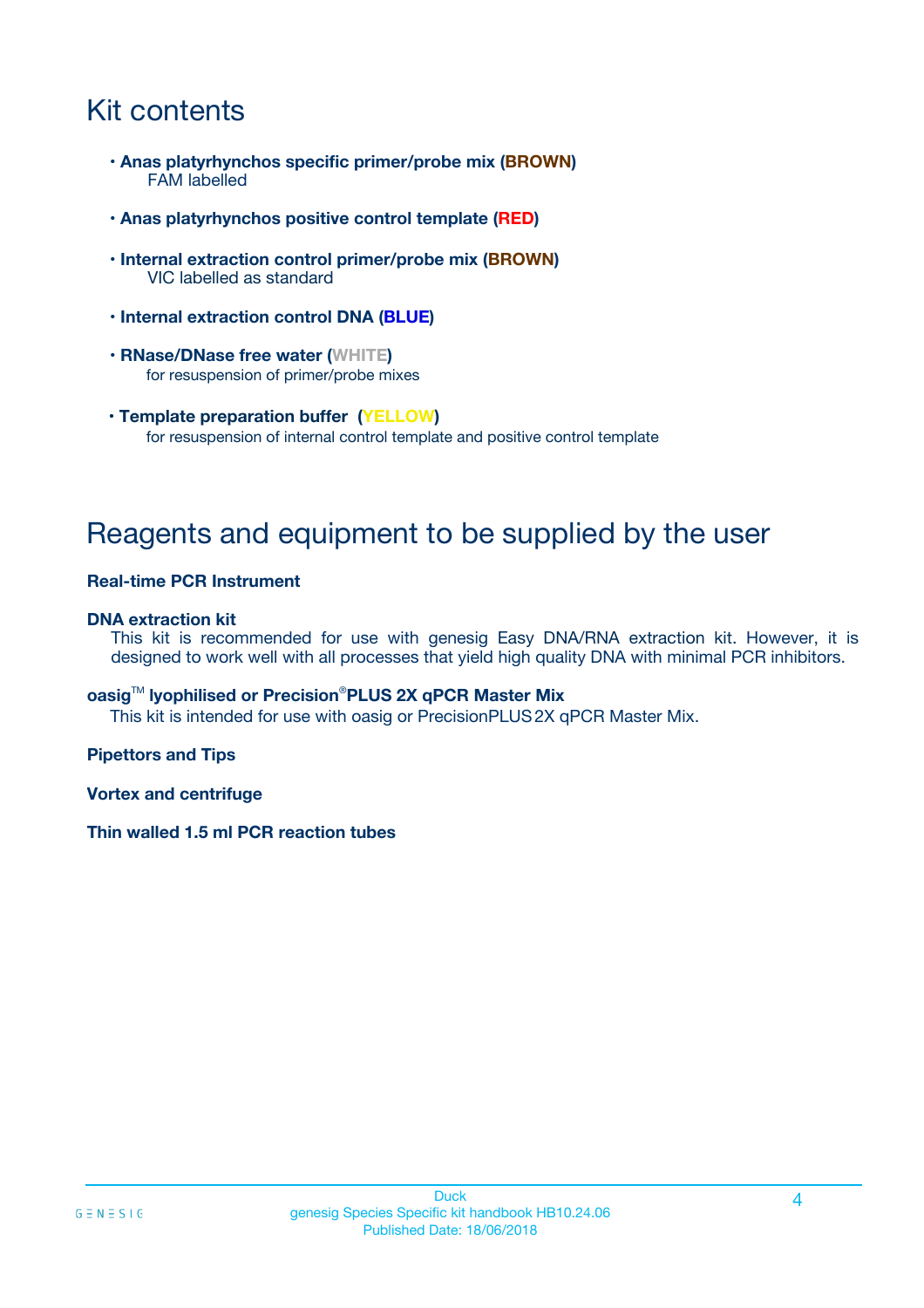# Kit contents

- **Anas platyrhynchos specific primer/probe mix (BROWN)**
  FAM labelled
- **Anas platyrhynchos positive control template (RED)**
- **Internal extraction control primer/probe mix (BROWN)**
  VIC labelled as standard
- **Internal extraction control DNA (BLUE)**
- **RNase/DNase free water (WHITE)**
  for resuspension of primer/probe mixes
- **Template preparation buffer (YELLOW)**
  for resuspension of internal control template and positive control template

# Reagents and equipment to be supplied by the user

**Real-time PCR Instrument**

**DNA extraction kit**

This kit is recommended for use with genesig Easy DNA/RNA extraction kit. However, it is designed to work well with all processes that yield high quality DNA with minimal PCR inhibitors.

**oasig™ lyophilised or Precision®PLUS 2X qPCR Master Mix**

This kit is intended for use with oasig or PrecisionPLUS 2X qPCR Master Mix.

**Pipettors and Tips**

**Vortex and centrifuge**

**Thin walled 1.5 ml PCR reaction tubes**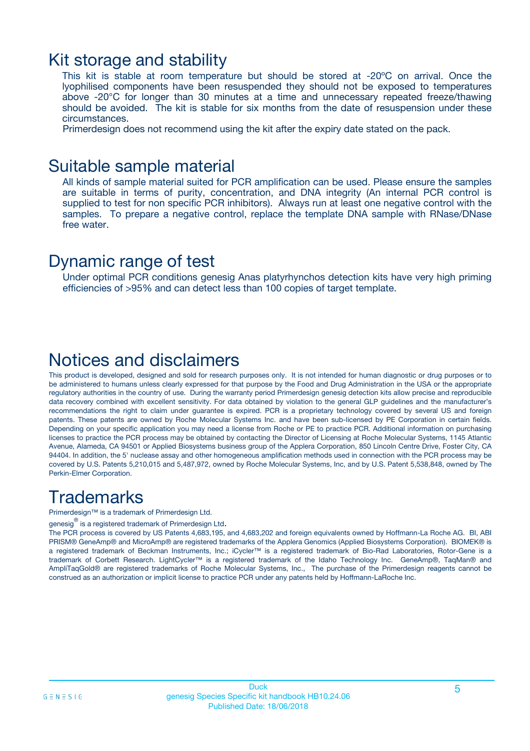## Kit storage and stability

This kit is stable at room temperature but should be stored at -20ºC on arrival. Once the lyophilised components have been resuspended they should not be exposed to temperatures above -20°C for longer than 30 minutes at a time and unnecessary repeated freeze/thawing should be avoided. The kit is stable for six months from the date of resuspension under these circumstances.

Primerdesign does not recommend using the kit after the expiry date stated on the pack.

## Suitable sample material

All kinds of sample material suited for PCR amplification can be used. Please ensure the samples are suitable in terms of purity, concentration, and DNA integrity (An internal PCR control is supplied to test for non specific PCR inhibitors). Always run at least one negative control with the samples. To prepare a negative control, replace the template DNA sample with RNase/DNase free water.

## Dynamic range of test

Under optimal PCR conditions genesig Anas platyrhynchos detection kits have very high priming efficiencies of >95% and can detect less than 100 copies of target template.

## Notices and disclaimers

This product is developed, designed and sold for research purposes only. It is not intended for human diagnostic or drug purposes or to be administered to humans unless clearly expressed for that purpose by the Food and Drug Administration in the USA or the appropriate regulatory authorities in the country of use. During the warranty period Primerdesign genesig detection kits allow precise and reproducible data recovery combined with excellent sensitivity. For data obtained by violation to the general GLP guidelines and the manufacturer's recommendations the right to claim under guarantee is expired. PCR is a proprietary technology covered by several US and foreign patents. These patents are owned by Roche Molecular Systems Inc. and have been sub-licensed by PE Corporation in certain fields. Depending on your specific application you may need a license from Roche or PE to practice PCR. Additional information on purchasing licenses to practice the PCR process may be obtained by contacting the Director of Licensing at Roche Molecular Systems, 1145 Atlantic Avenue, Alameda, CA 94501 or Applied Biosystems business group of the Applera Corporation, 850 Lincoln Centre Drive, Foster City, CA 94404. In addition, the 5' nuclease assay and other homogeneous amplification methods used in connection with the PCR process may be covered by U.S. Patents 5,210,015 and 5,487,972, owned by Roche Molecular Systems, Inc, and by U.S. Patent 5,538,848, owned by The Perkin-Elmer Corporation.

## Trademarks

Primerdesign™ is a trademark of Primerdesign Ltd.

genesig® is a registered trademark of Primerdesign Ltd.

The PCR process is covered by US Patents 4,683,195, and 4,683,202 and foreign equivalents owned by Hoffmann-La Roche AG. BI, ABI PRISM® GeneAmp® and MicroAmp® are registered trademarks of the Applera Genomics (Applied Biosystems Corporation). BIOMEK® is a registered trademark of Beckman Instruments, Inc.; iCycler™ is a registered trademark of Bio-Rad Laboratories, Rotor-Gene is a trademark of Corbett Research. LightCycler™ is a registered trademark of the Idaho Technology Inc. GeneAmp®, TaqMan® and AmpliTaqGold® are registered trademarks of Roche Molecular Systems, Inc., The purchase of the Primerdesign reagents cannot be construed as an authorization or implicit license to practice PCR under any patents held by Hoffmann-LaRoche Inc.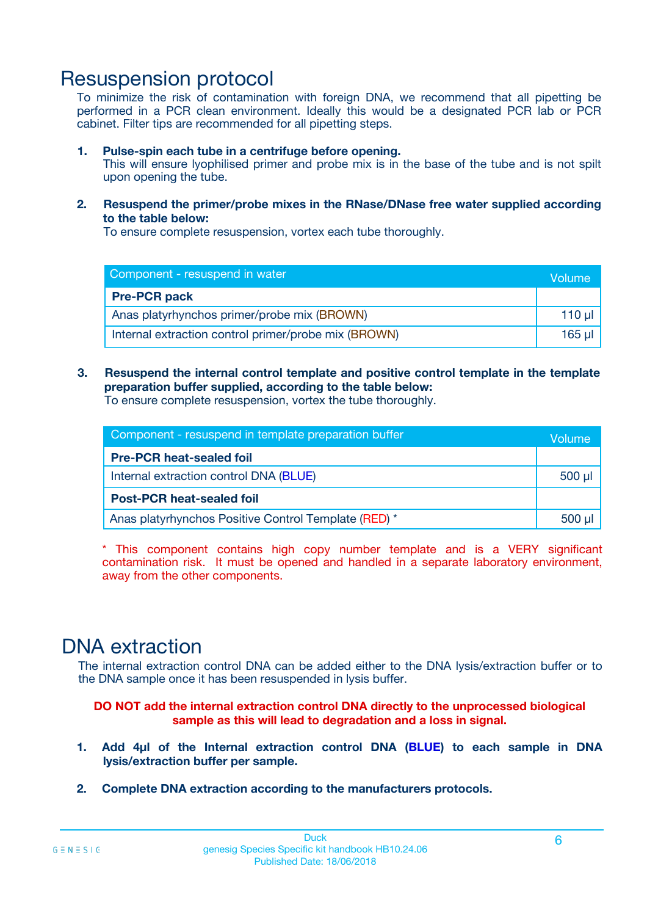# Resuspension protocol

To minimize the risk of contamination with foreign DNA, we recommend that all pipetting be performed in a PCR clean environment. Ideally this would be a designated PCR lab or PCR cabinet. Filter tips are recommended for all pipetting steps.

1. **Pulse-spin each tube in a centrifuge before opening.**
   This will ensure lyophilised primer and probe mix is in the base of the tube and is not spilt upon opening the tube.

2. **Resuspend the primer/probe mixes in the RNase/DNase free water supplied according to the table below:**
   To ensure complete resuspension, vortex each tube thoroughly.

| Component - resuspend in water | Volume |
|---|---|
| **Pre-PCR pack** | |
| Anas platyrhynchos primer/probe mix (BROWN) | 110 µl |
| Internal extraction control primer/probe mix (BROWN) | 165 µl |

3. **Resuspend the internal control template and positive control template in the template preparation buffer supplied, according to the table below:**
   To ensure complete resuspension, vortex the tube thoroughly.

| Component - resuspend in template preparation buffer | Volume |
|---|---|
| **Pre-PCR heat-sealed foil** | |
| Internal extraction control DNA (BLUE) | 500 µl |
| **Post-PCR heat-sealed foil** | |
| Anas platyrhynchos Positive Control Template (RED) * | 500 µl |

* This component contains high copy number template and is a VERY significant contamination risk. It must be opened and handled in a separate laboratory environment, away from the other components.

# DNA extraction

The internal extraction control DNA can be added either to the DNA lysis/extraction buffer or to the DNA sample once it has been resuspended in lysis buffer.

**DO NOT add the internal extraction control DNA directly to the unprocessed biological sample as this will lead to degradation and a loss in signal.**

1. **Add 4µl of the Internal extraction control DNA (BLUE) to each sample in DNA lysis/extraction buffer per sample.**

2. **Complete DNA extraction according to the manufacturers protocols.**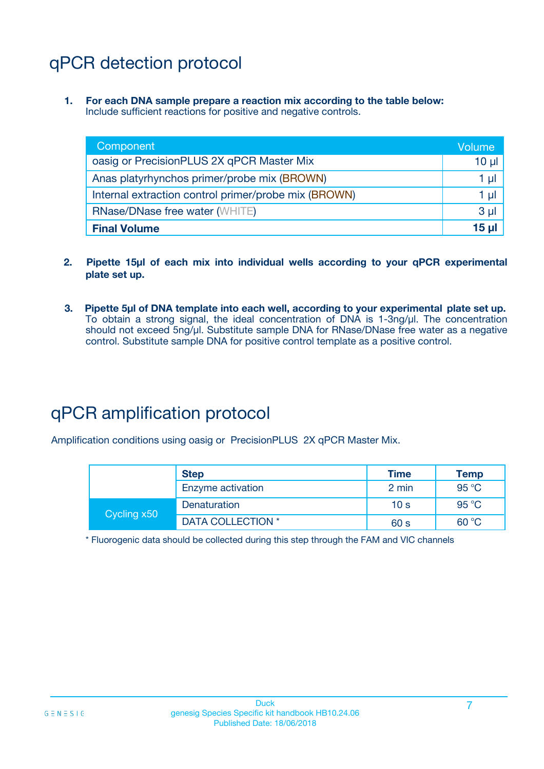# qPCR detection protocol

1. **For each DNA sample prepare a reaction mix according to the table below:**
   Include sufficient reactions for positive and negative controls.

| Component | Volume |
|---|---|
| oasig or PrecisionPLUS 2X qPCR Master Mix | 10 µl |
| Anas platyrhynchos primer/probe mix (BROWN) | 1 µl |
| Internal extraction control primer/probe mix (BROWN) | 1 µl |
| RNase/DNase free water (WHITE) | 3 µl |
| **Final Volume** | **15 µl** |

2. **Pipette 15µl of each mix into individual wells according to your qPCR experimental plate set up.**

3. **Pipette 5µl of DNA template into each well, according to your experimental plate set up.**
   To obtain a strong signal, the ideal concentration of DNA is 1-3ng/µl. The concentration should not exceed 5ng/µl. Substitute sample DNA for RNase/DNase free water as a negative control. Substitute sample DNA for positive control template as a positive control.

# qPCR amplification protocol

Amplification conditions using oasig or PrecisionPLUS 2X qPCR Master Mix.

| | Step | Time | Temp |
|---|---|---|---|
| | Enzyme activation | 2 min | 95 °C |
| Cycling x50 | Denaturation | 10 s | 95 °C |
| | DATA COLLECTION * | 60 s | 60 °C |

* Fluorogenic data should be collected during this step through the FAM and VIC channels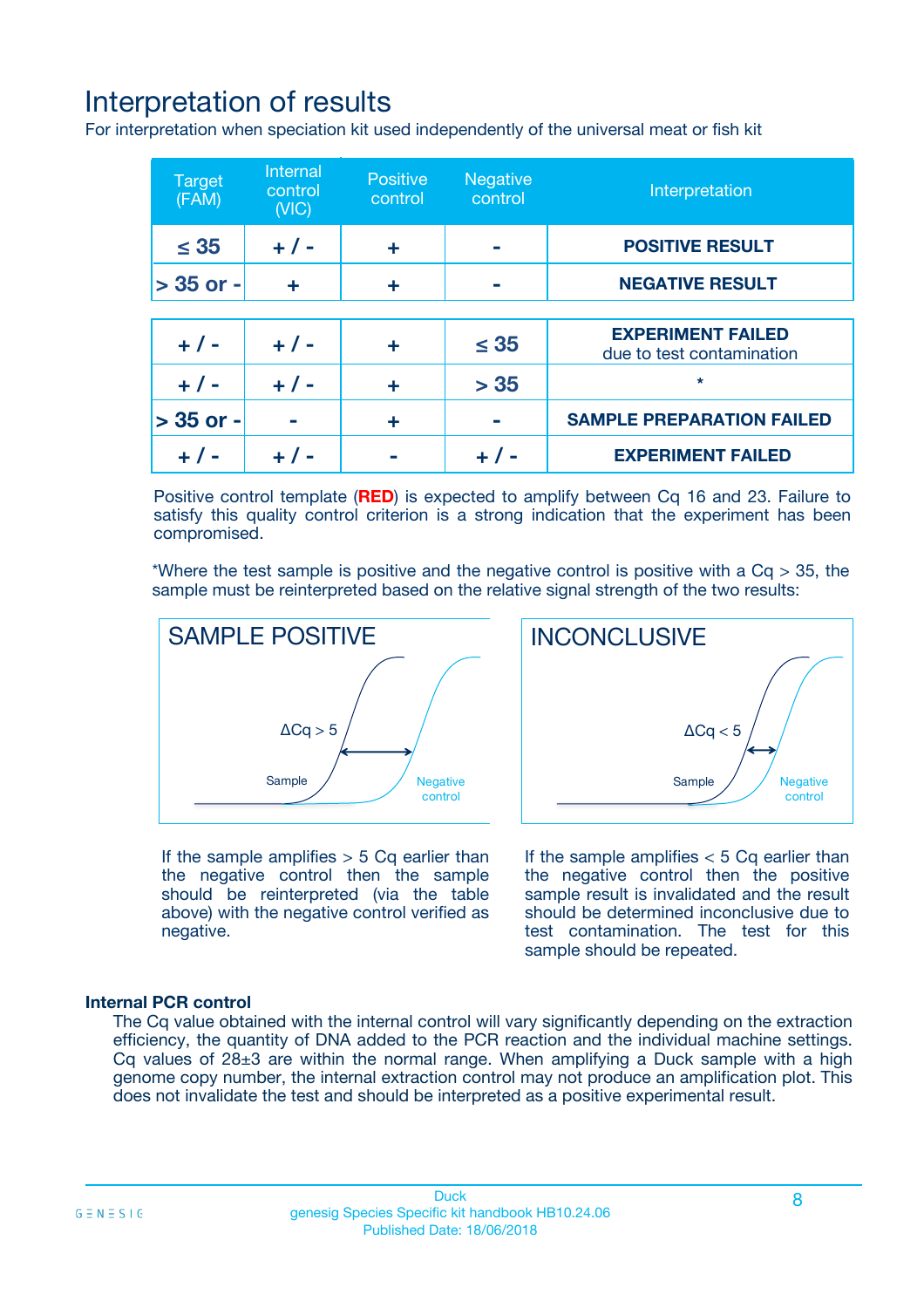# Interpretation of results

For interpretation when speciation kit used independently of the universal meat or fish kit

| Target (FAM) | Internal control (VIC) | Positive control | Negative control | Interpretation |
|---|---|---|---|---|
| ≤ 35 | + / - | + | - | **POSITIVE RESULT** |
| > 35 or - | + | + | - | **NEGATIVE RESULT** |
| + / - | + / - | + | ≤ 35 | **EXPERIMENT FAILED** due to test contamination |
| + / - | + / - | + | > 35 | * |
| > 35 or - | - | + | - | **SAMPLE PREPARATION FAILED** |
| + / - | + / - | - | + / - | **EXPERIMENT FAILED** |

Positive control template (**RED**) is expected to amplify between Cq 16 and 23. Failure to satisfy this quality control criterion is a strong indication that the experiment has been compromised.

*Where the test sample is positive and the negative control is positive with a Cq > 35, the sample must be reinterpreted based on the relative signal strength of the two results:

## SAMPLE POSITIVE

ΔCq > 5

Sample

Negative control

If the sample amplifies > 5 Cq earlier than the negative control then the sample should be reinterpreted (via the table above) with the negative control verified as negative.

## INCONCLUSIVE

ΔCq < 5

Sample

Negative control

If the sample amplifies < 5 Cq earlier than the negative control then the positive sample result is invalidated and the result should be determined inconclusive due to test contamination. The test for this sample should be repeated.

### Internal PCR control

The Cq value obtained with the internal control will vary significantly depending on the extraction efficiency, the quantity of DNA added to the PCR reaction and the individual machine settings. Cq values of 28±3 are within the normal range. When amplifying a Duck sample with a high genome copy number, the internal extraction control may not produce an amplification plot. This does not invalidate the test and should be interpreted as a positive experimental result.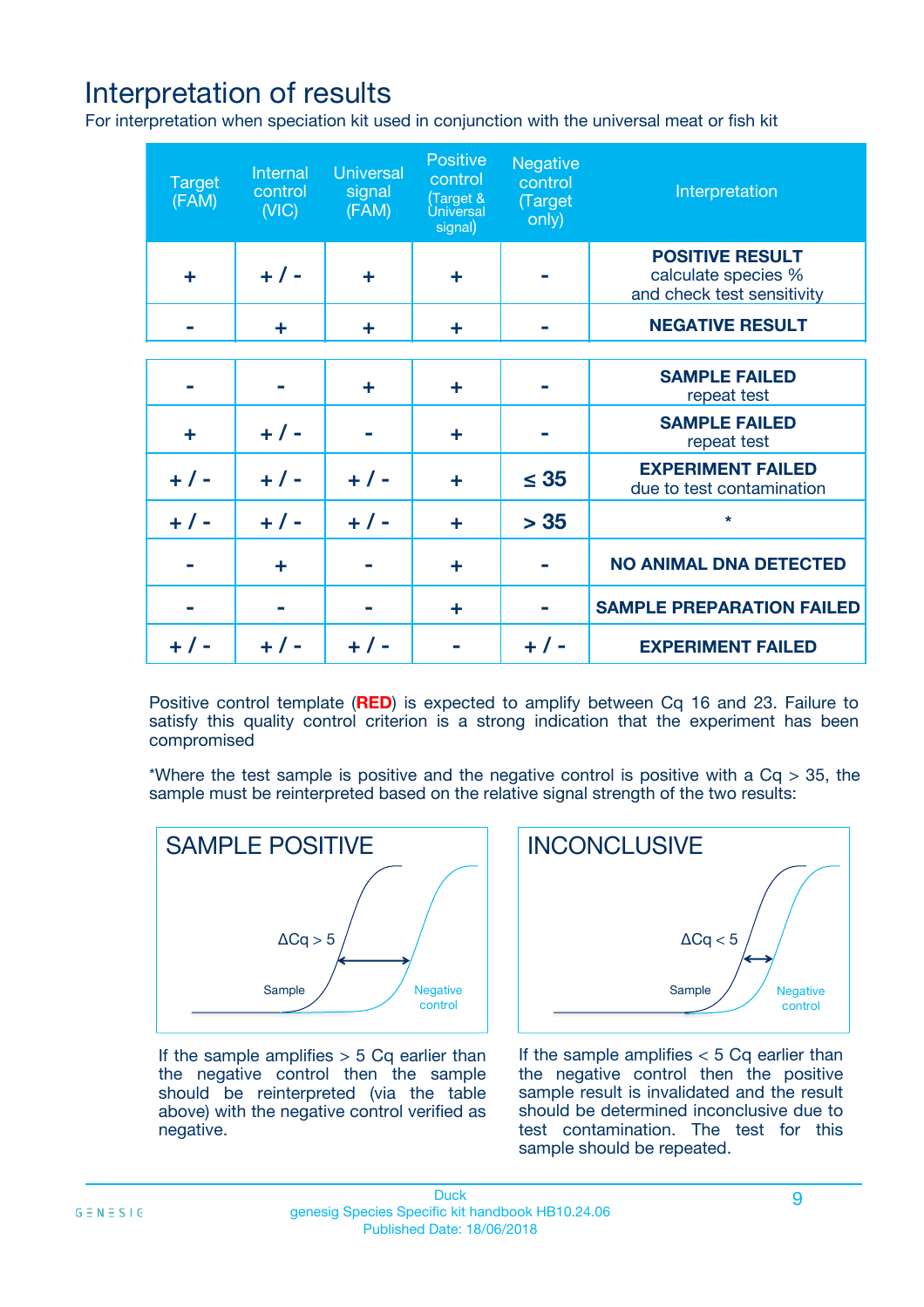# Interpretation of results

For interpretation when speciation kit used in conjunction with the universal meat or fish kit

| Target (FAM) | Internal control (VIC) | Universal signal (FAM) | Positive control (Target & Universal signal) | Negative control (Target only) | Interpretation |
|---|---|---|---|---|---|
| + | + / - | + | + | - | **POSITIVE RESULT** calculate species % and check test sensitivity |
| - | + | + | + | - | **NEGATIVE RESULT** |
| - | - | + | + | - | **SAMPLE FAILED** repeat test |
| + | + / - | - | + | - | **SAMPLE FAILED** repeat test |
| + / - | + / - | + / - | + | ≤ 35 | **EXPERIMENT FAILED** due to test contamination |
| + / - | + / - | + / - | + | > 35 | * |
| - | + | - | + | - | **NO ANIMAL DNA DETECTED** |
| - | - | - | + | - | **SAMPLE PREPARATION FAILED** |
| + / - | + / - | + / - | - | + / - | **EXPERIMENT FAILED** |

Positive control template (**RED**) is expected to amplify between Cq 16 and 23. Failure to satisfy this quality control criterion is a strong indication that the experiment has been compromised

*Where the test sample is positive and the negative control is positive with a Cq > 35, the sample must be reinterpreted based on the relative signal strength of the two results:

**SAMPLE POSITIVE**

$\Delta Cq > 5$ (Sample, Negative control)

If the sample amplifies > 5 Cq earlier than the negative control then the sample should be reinterpreted (via the table above) with the negative control verified as negative.

**INCONCLUSIVE**

$\Delta Cq < 5$ (Sample, Negative control)

If the sample amplifies < 5 Cq earlier than the negative control then the positive sample result is invalidated and the result should be determined inconclusive due to test contamination. The test for this sample should be repeated.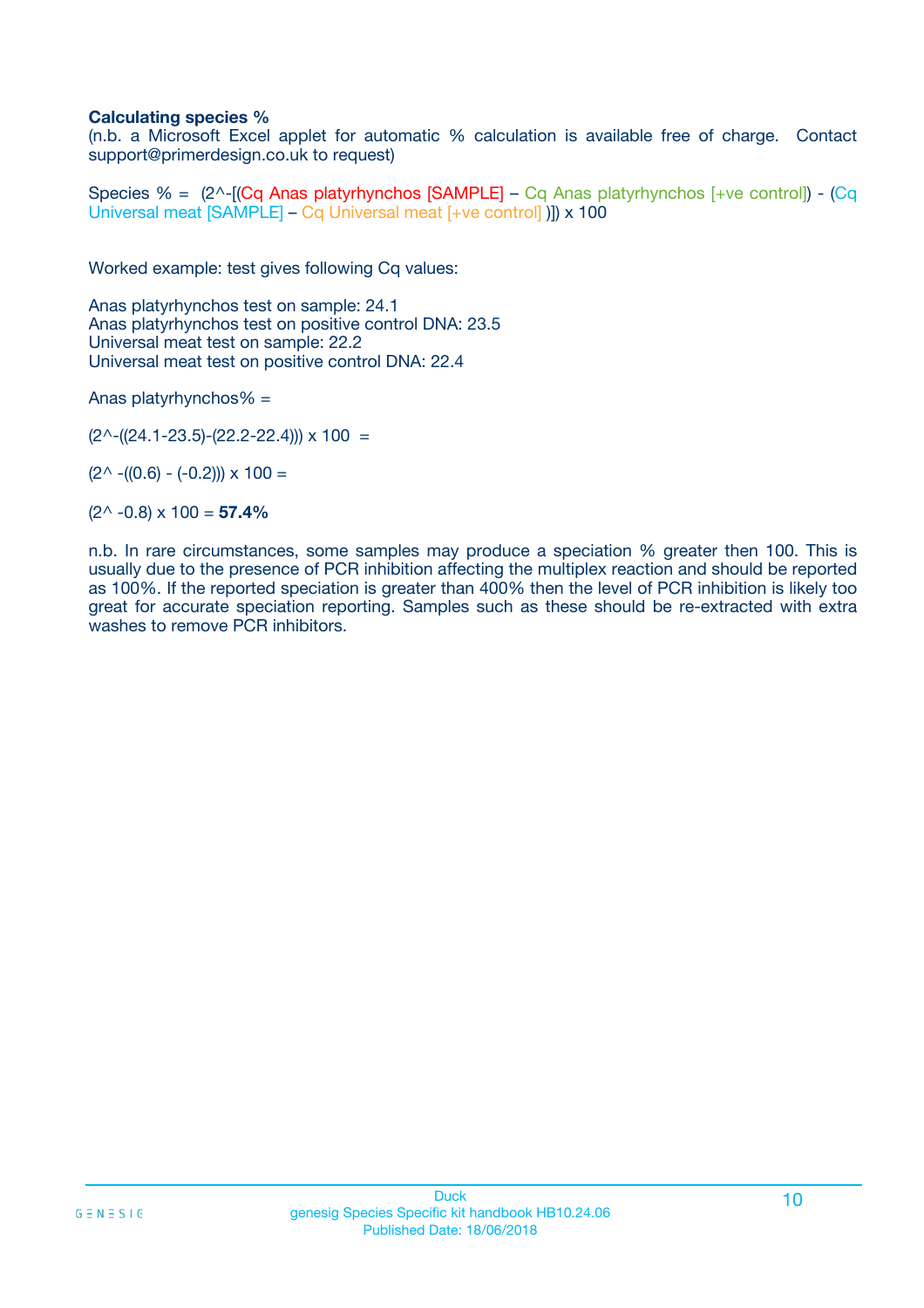**Calculating species %**

(n.b. a Microsoft Excel applet for automatic % calculation is available free of charge. Contact support@primerdesign.co.uk to request)

Species % = (2^-[(Cq Anas platyrhynchos [SAMPLE] – Cq Anas platyrhynchos [+ve control]) - (Cq Universal meat [SAMPLE] – Cq Universal meat [+ve control] )]) x 100

Worked example: test gives following Cq values:

Anas platyrhynchos test on sample: 24.1
Anas platyrhynchos test on positive control DNA: 23.5
Universal meat test on sample: 22.2
Universal meat test on positive control DNA: 22.4

Anas platyrhynchos% =

(2^-((24.1-23.5)-(22.2-22.4))) x 100 =

(2^ -((0.6) - (-0.2))) x 100 =

(2^ -0.8) x 100 = **57.4%**

n.b. In rare circumstances, some samples may produce a speciation % greater then 100. This is usually due to the presence of PCR inhibition affecting the multiplex reaction and should be reported as 100%. If the reported speciation is greater than 400% then the level of PCR inhibition is likely too great for accurate speciation reporting. Samples such as these should be re-extracted with extra washes to remove PCR inhibitors.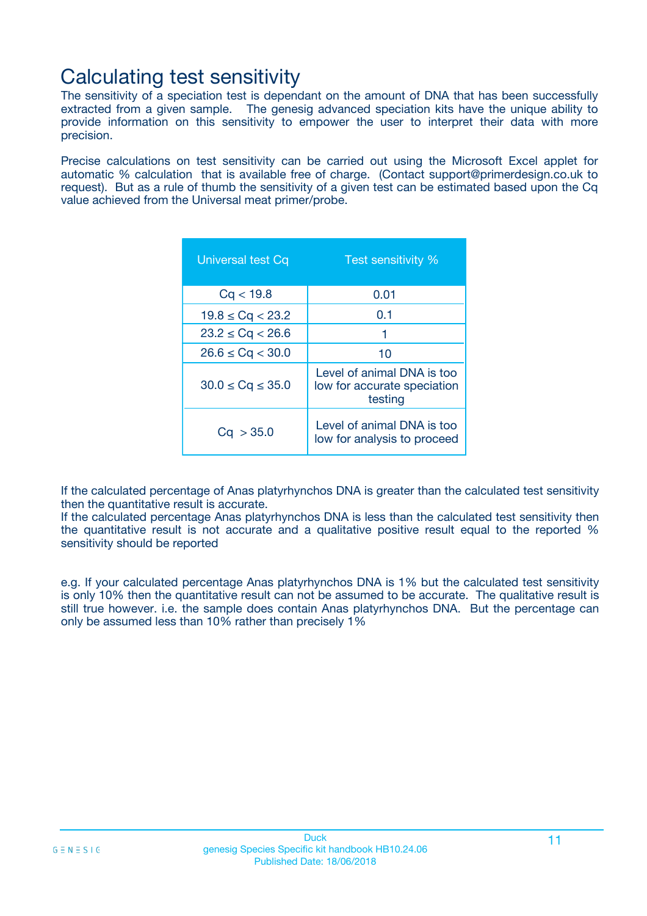# Calculating test sensitivity

The sensitivity of a speciation test is dependant on the amount of DNA that has been successfully extracted from a given sample. The genesig advanced speciation kits have the unique ability to provide information on this sensitivity to empower the user to interpret their data with more precision.

Precise calculations on test sensitivity can be carried out using the Microsoft Excel applet for automatic % calculation that is available free of charge. (Contact support@primerdesign.co.uk to request). But as a rule of thumb the sensitivity of a given test can be estimated based upon the Cq value achieved from the Universal meat primer/probe.

| Universal test Cq | Test sensitivity % |
|---|---|
| Cq < 19.8 | 0.01 |
| 19.8 ≤ Cq < 23.2 | 0.1 |
| 23.2 ≤ Cq < 26.6 | 1 |
| 26.6 ≤ Cq < 30.0 | 10 |
| 30.0 ≤ Cq ≤ 35.0 | Level of animal DNA is too low for accurate speciation testing |
| Cq > 35.0 | Level of animal DNA is too low for analysis to proceed |

If the calculated percentage of Anas platyrhynchos DNA is greater than the calculated test sensitivity then the quantitative result is accurate.
If the calculated percentage Anas platyrhynchos DNA is less than the calculated test sensitivity then the quantitative result is not accurate and a qualitative positive result equal to the reported % sensitivity should be reported

e.g. If your calculated percentage Anas platyrhynchos DNA is 1% but the calculated test sensitivity is only 10% then the quantitative result can not be assumed to be accurate. The qualitative result is still true however. i.e. the sample does contain Anas platyrhynchos DNA. But the percentage can only be assumed less than 10% rather than precisely 1%